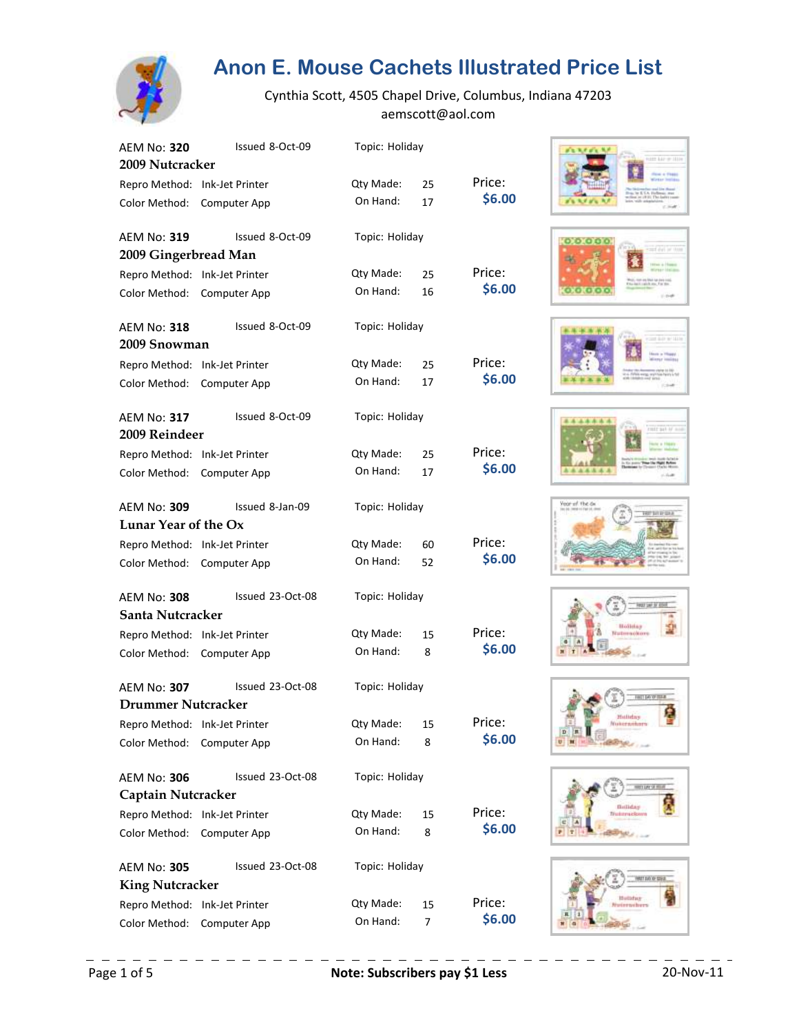# Anon E. Mouse Cachets Illustrated Price List

Cynthia Scott, 4505 Chapel Drive, Columbus, Indiana 47203
aemscott@aol.com

AEM No: **320** Issued 8-Oct-09 Topic: Holiday
**2009 Nutcracker**
Repro Method: Ink-Jet Printer Qty Made: 25 Price:
Color Method: Computer App On Hand: 17 **$6.00**

AEM No: **319** Issued 8-Oct-09 Topic: Holiday
**2009 Gingerbread Man**
Repro Method: Ink-Jet Printer Qty Made: 25 Price:
Color Method: Computer App On Hand: 16 **$6.00**

AEM No: **318** Issued 8-Oct-09 Topic: Holiday
**2009 Snowman**
Repro Method: Ink-Jet Printer Qty Made: 25 Price:
Color Method: Computer App On Hand: 17 **$6.00**

AEM No: **317** Issued 8-Oct-09 Topic: Holiday
**2009 Reindeer**
Repro Method: Ink-Jet Printer Qty Made: 25 Price:
Color Method: Computer App On Hand: 17 **$6.00**

AEM No: **309** Issued 8-Jan-09 Topic: Holiday
**Lunar Year of the Ox**
Repro Method: Ink-Jet Printer Qty Made: 60 Price:
Color Method: Computer App On Hand: 52 **$6.00**

AEM No: **308** Issued 23-Oct-08 Topic: Holiday
**Santa Nutcracker**
Repro Method: Ink-Jet Printer Qty Made: 15 Price:
Color Method: Computer App On Hand: 8 **$6.00**

AEM No: **307** Issued 23-Oct-08 Topic: Holiday
**Drummer Nutcracker**
Repro Method: Ink-Jet Printer Qty Made: 15 Price:
Color Method: Computer App On Hand: 8 **$6.00**

AEM No: **306** Issued 23-Oct-08 Topic: Holiday
**Captain Nutcracker**
Repro Method: Ink-Jet Printer Qty Made: 15 Price:
Color Method: Computer App On Hand: 8 **$6.00**

AEM No: **305** Issued 23-Oct-08 Topic: Holiday
**King Nutcracker**
Repro Method: Ink-Jet Printer Qty Made: 15 Price:
Color Method: Computer App On Hand: 7 **$6.00**

**Note: Subscribers pay $1 Less**

20-Nov-11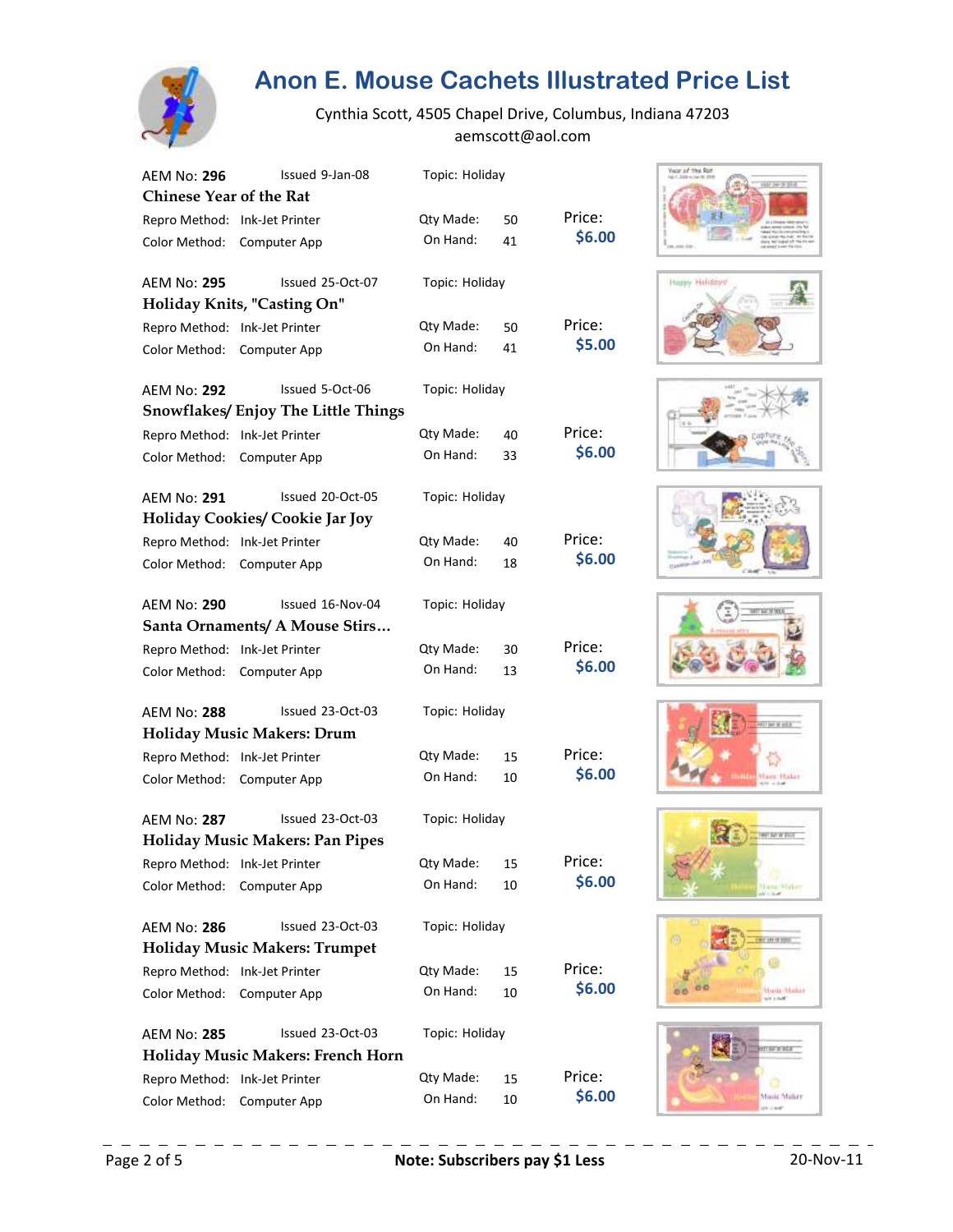# Anon E. Mouse Cachets Illustrated Price List

Cynthia Scott, 4505 Chapel Drive, Columbus, Indiana 47203
aemscott@aol.com

AEM No: **296** Issued 9-Jan-08 Topic: Holiday
**Chinese Year of the Rat**
Repro Method: Ink-Jet Printer Qty Made: 50 Price:
Color Method: Computer App On Hand: 41 **$6.00**

AEM No: **295** Issued 25-Oct-07 Topic: Holiday
**Holiday Knits, "Casting On"**
Repro Method: Ink-Jet Printer Qty Made: 50 Price:
Color Method: Computer App On Hand: 41 **$5.00**

AEM No: **292** Issued 5-Oct-06 Topic: Holiday
**Snowflakes/ Enjoy The Little Things**
Repro Method: Ink-Jet Printer Qty Made: 40 Price:
Color Method: Computer App On Hand: 33 **$6.00**

AEM No: **291** Issued 20-Oct-05 Topic: Holiday
**Holiday Cookies/ Cookie Jar Joy**
Repro Method: Ink-Jet Printer Qty Made: 40 Price:
Color Method: Computer App On Hand: 18 **$6.00**

AEM No: **290** Issued 16-Nov-04 Topic: Holiday
**Santa Ornaments/ A Mouse Stirs…**
Repro Method: Ink-Jet Printer Qty Made: 30 Price:
Color Method: Computer App On Hand: 13 **$6.00**

AEM No: **288** Issued 23-Oct-03 Topic: Holiday
**Holiday Music Makers: Drum**
Repro Method: Ink-Jet Printer Qty Made: 15 Price:
Color Method: Computer App On Hand: 10 **$6.00**

AEM No: **287** Issued 23-Oct-03 Topic: Holiday
**Holiday Music Makers: Pan Pipes**
Repro Method: Ink-Jet Printer Qty Made: 15 Price:
Color Method: Computer App On Hand: 10 **$6.00**

AEM No: **286** Issued 23-Oct-03 Topic: Holiday
**Holiday Music Makers: Trumpet**
Repro Method: Ink-Jet Printer Qty Made: 15 Price:
Color Method: Computer App On Hand: 10 **$6.00**

AEM No: **285** Issued 23-Oct-03 Topic: Holiday
**Holiday Music Makers: French Horn**
Repro Method: Ink-Jet Printer Qty Made: 15 Price:
Color Method: Computer App On Hand: 10 **$6.00**

**Note: Subscribers pay $1 Less**

20-Nov-11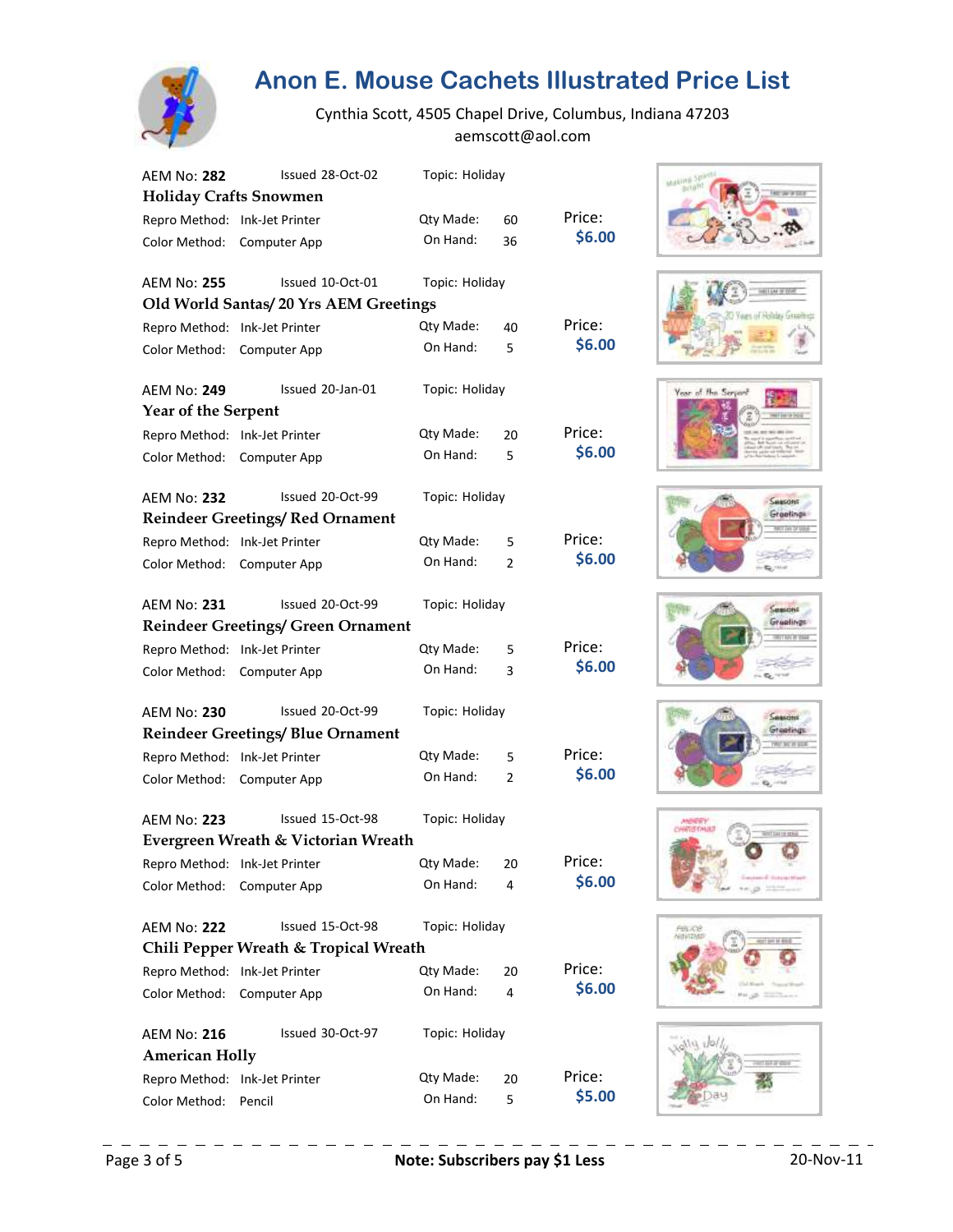# Anon E. Mouse Cachets Illustrated Price List

Cynthia Scott, 4505 Chapel Drive, Columbus, Indiana 47203
aemscott@aol.com

AEM No: **282** Issued 28-Oct-02 Topic: Holiday
**Holiday Crafts Snowmen**
Repro Method: Ink-Jet Printer Qty Made: 60 Price:
Color Method: Computer App On Hand: 36 **$6.00**

AEM No: **255** Issued 10-Oct-01 Topic: Holiday
**Old World Santas/ 20 Yrs AEM Greetings**
Repro Method: Ink-Jet Printer Qty Made: 40 Price:
Color Method: Computer App On Hand: 5 **$6.00**

AEM No: **249** Issued 20-Jan-01 Topic: Holiday
**Year of the Serpent**
Repro Method: Ink-Jet Printer Qty Made: 20 Price:
Color Method: Computer App On Hand: 5 **$6.00**

AEM No: **232** Issued 20-Oct-99 Topic: Holiday
**Reindeer Greetings/ Red Ornament**
Repro Method: Ink-Jet Printer Qty Made: 5 Price:
Color Method: Computer App On Hand: 2 **$6.00**

AEM No: **231** Issued 20-Oct-99 Topic: Holiday
**Reindeer Greetings/ Green Ornament**
Repro Method: Ink-Jet Printer Qty Made: 5 Price:
Color Method: Computer App On Hand: 3 **$6.00**

AEM No: **230** Issued 20-Oct-99 Topic: Holiday
**Reindeer Greetings/ Blue Ornament**
Repro Method: Ink-Jet Printer Qty Made: 5 Price:
Color Method: Computer App On Hand: 2 **$6.00**

AEM No: **223** Issued 15-Oct-98 Topic: Holiday
**Evergreen Wreath & Victorian Wreath**
Repro Method: Ink-Jet Printer Qty Made: 20 Price:
Color Method: Computer App On Hand: 4 **$6.00**

AEM No: **222** Issued 15-Oct-98 Topic: Holiday
**Chili Pepper Wreath & Tropical Wreath**
Repro Method: Ink-Jet Printer Qty Made: 20 Price:
Color Method: Computer App On Hand: 4 **$6.00**

AEM No: **216** Issued 30-Oct-97 Topic: Holiday
**American Holly**
Repro Method: Ink-Jet Printer Qty Made: 20 Price:
Color Method: Pencil On Hand: 5 **$5.00**

**Note: Subscribers pay $1 Less** 20-Nov-11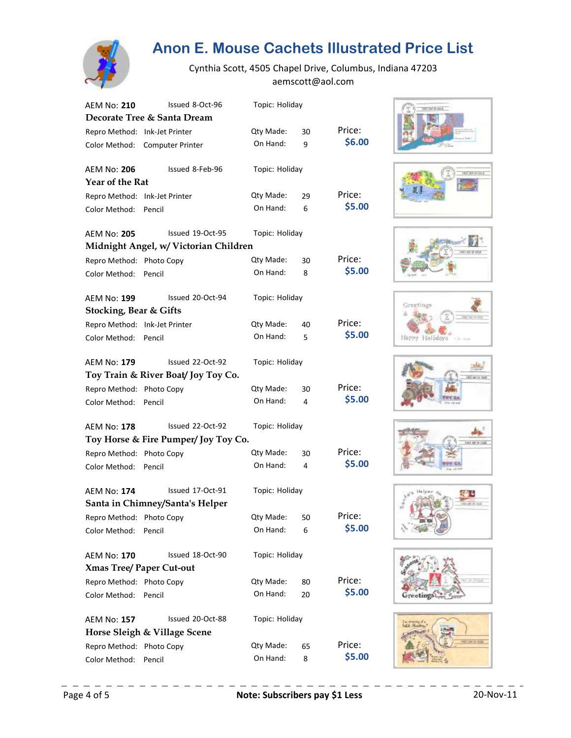# Anon E. Mouse Cachets Illustrated Price List

Cynthia Scott, 4505 Chapel Drive, Columbus, Indiana 47203
aemscott@aol.com

AEM No: **210** Issued 8-Oct-96 Topic: Holiday
**Decorate Tree & Santa Dream**
Repro Method: Ink-Jet Printer Qty Made: 30 Price:
Color Method: Computer Printer On Hand: 9 **$6.00**

AEM No: **206** Issued 8-Feb-96 Topic: Holiday
**Year of the Rat**
Repro Method: Ink-Jet Printer Qty Made: 29 Price:
Color Method: Pencil On Hand: 6 **$5.00**

AEM No: **205** Issued 19-Oct-95 Topic: Holiday
**Midnight Angel, w/ Victorian Children**
Repro Method: Photo Copy Qty Made: 30 Price:
Color Method: Pencil On Hand: 8 **$5.00**

AEM No: **199** Issued 20-Oct-94 Topic: Holiday
**Stocking, Bear & Gifts**
Repro Method: Ink-Jet Printer Qty Made: 40 Price:
Color Method: Pencil On Hand: 5 **$5.00**

AEM No: **179** Issued 22-Oct-92 Topic: Holiday
**Toy Train & River Boat/ Joy Toy Co.**
Repro Method: Photo Copy Qty Made: 30 Price:
Color Method: Pencil On Hand: 4 **$5.00**

AEM No: **178** Issued 22-Oct-92 Topic: Holiday
**Toy Horse & Fire Pumper/ Joy Toy Co.**
Repro Method: Photo Copy Qty Made: 30 Price:
Color Method: Pencil On Hand: 4 **$5.00**

AEM No: **174** Issued 17-Oct-91 Topic: Holiday
**Santa in Chimney/Santa's Helper**
Repro Method: Photo Copy Qty Made: 50 Price:
Color Method: Pencil On Hand: 6 **$5.00**

AEM No: **170** Issued 18-Oct-90 Topic: Holiday
**Xmas Tree/ Paper Cut-out**
Repro Method: Photo Copy Qty Made: 80 Price:
Color Method: Pencil On Hand: 20 **$5.00**

AEM No: **157** Issued 20-Oct-88 Topic: Holiday
**Horse Sleigh & Village Scene**
Repro Method: Photo Copy Qty Made: 65 Price:
Color Method: Pencil On Hand: 8 **$5.00**

**Note: Subscribers pay $1 Less**

20-Nov-11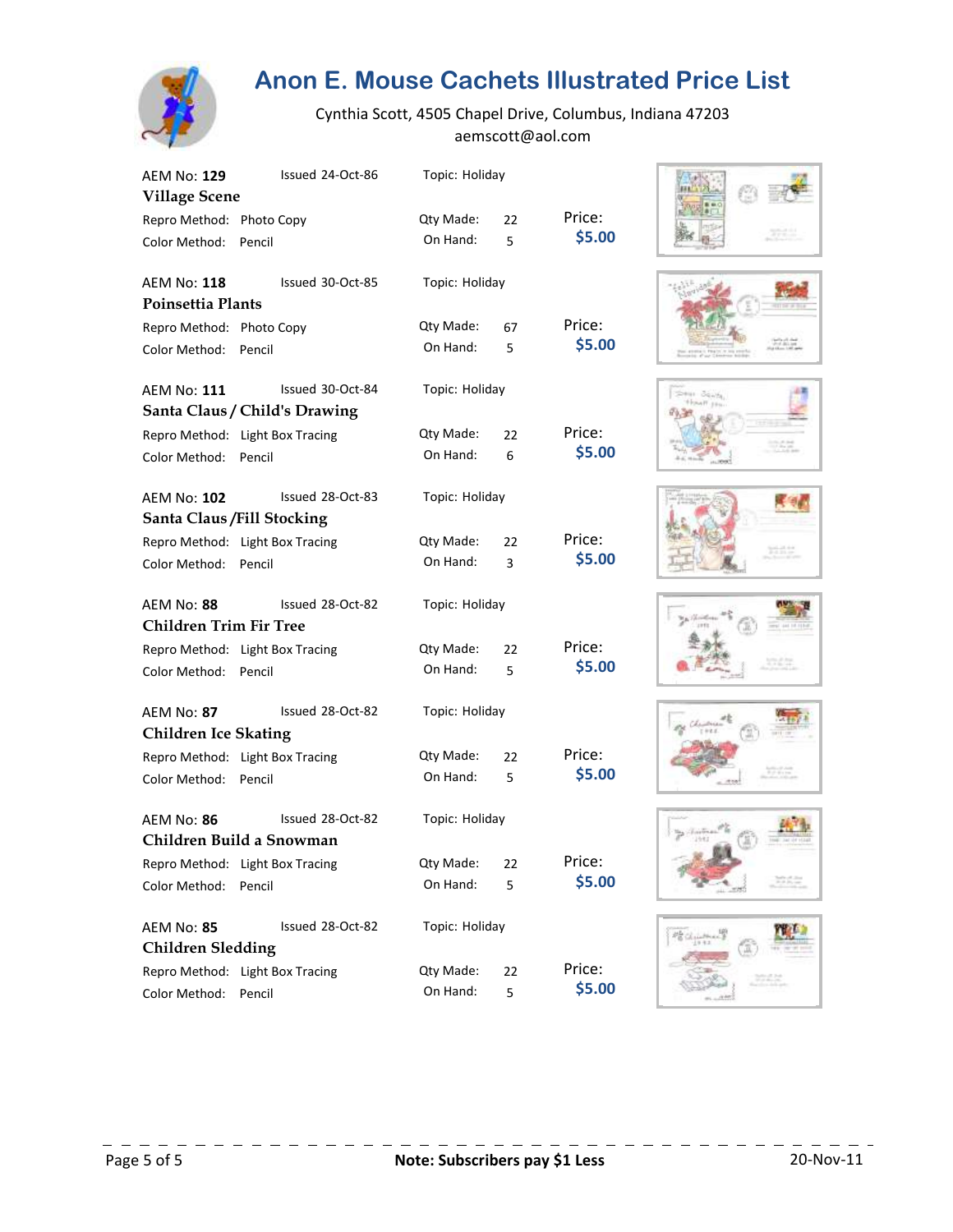# Anon E. Mouse Cachets Illustrated Price List

Cynthia Scott, 4505 Chapel Drive, Columbus, Indiana 47203
aemscott@aol.com

AEM No: **129** Issued 24-Oct-86 Topic: Holiday
**Village Scene**
Repro Method: Photo Copy Qty Made: 22 Price:
Color Method: Pencil On Hand: 5 **$5.00**

AEM No: **118** Issued 30-Oct-85 Topic: Holiday
**Poinsettia Plants**
Repro Method: Photo Copy Qty Made: 67 Price:
Color Method: Pencil On Hand: 5 **$5.00**

AEM No: **111** Issued 30-Oct-84 Topic: Holiday
**Santa Claus / Child's Drawing**
Repro Method: Light Box Tracing Qty Made: 22 Price:
Color Method: Pencil On Hand: 6 **$5.00**

AEM No: **102** Issued 28-Oct-83 Topic: Holiday
**Santa Claus /Fill Stocking**
Repro Method: Light Box Tracing Qty Made: 22 Price:
Color Method: Pencil On Hand: 3 **$5.00**

AEM No: **88** Issued 28-Oct-82 Topic: Holiday
**Children Trim Fir Tree**
Repro Method: Light Box Tracing Qty Made: 22 Price:
Color Method: Pencil On Hand: 5 **$5.00**

AEM No: **87** Issued 28-Oct-82 Topic: Holiday
**Children Ice Skating**
Repro Method: Light Box Tracing Qty Made: 22 Price:
Color Method: Pencil On Hand: 5 **$5.00**

AEM No: **86** Issued 28-Oct-82 Topic: Holiday
**Children Build a Snowman**
Repro Method: Light Box Tracing Qty Made: 22 Price:
Color Method: Pencil On Hand: 5 **$5.00**

AEM No: **85** Issued 28-Oct-82 Topic: Holiday
**Children Sledding**
Repro Method: Light Box Tracing Qty Made: 22 Price:
Color Method: Pencil On Hand: 5 **$5.00**

**Note: Subscribers pay $1 Less** 20-Nov-11